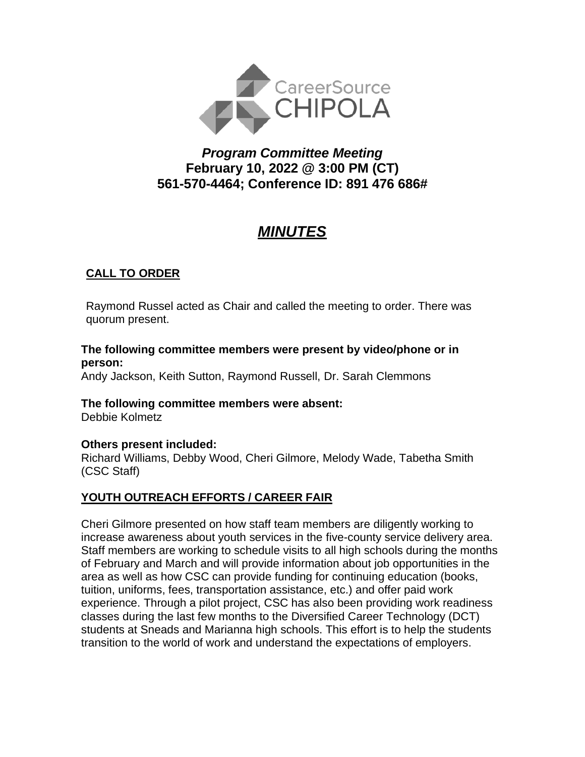CareerSource CHIPOLA

***Program Committee Meeting***
**February 10, 2022 @ 3:00 PM (CT)**
**561-570-4464; Conference ID: 891 476 686#**

# ***MINUTES***

## CALL TO ORDER

Raymond Russel acted as Chair and called the meeting to order. There was quorum present.

**The following committee members were present by video/phone or in person:**
Andy Jackson, Keith Sutton, Raymond Russell, Dr. Sarah Clemmons

**The following committee members were absent:**
Debbie Kolmetz

**Others present included:**
Richard Williams, Debby Wood, Cheri Gilmore, Melody Wade, Tabetha Smith (CSC Staff)

## YOUTH OUTREACH EFFORTS / CAREER FAIR

Cheri Gilmore presented on how staff team members are diligently working to increase awareness about youth services in the five-county service delivery area. Staff members are working to schedule visits to all high schools during the months of February and March and will provide information about job opportunities in the area as well as how CSC can provide funding for continuing education (books, tuition, uniforms, fees, transportation assistance, etc.) and offer paid work experience. Through a pilot project, CSC has also been providing work readiness classes during the last few months to the Diversified Career Technology (DCT) students at Sneads and Marianna high schools. This effort is to help the students transition to the world of work and understand the expectations of employers.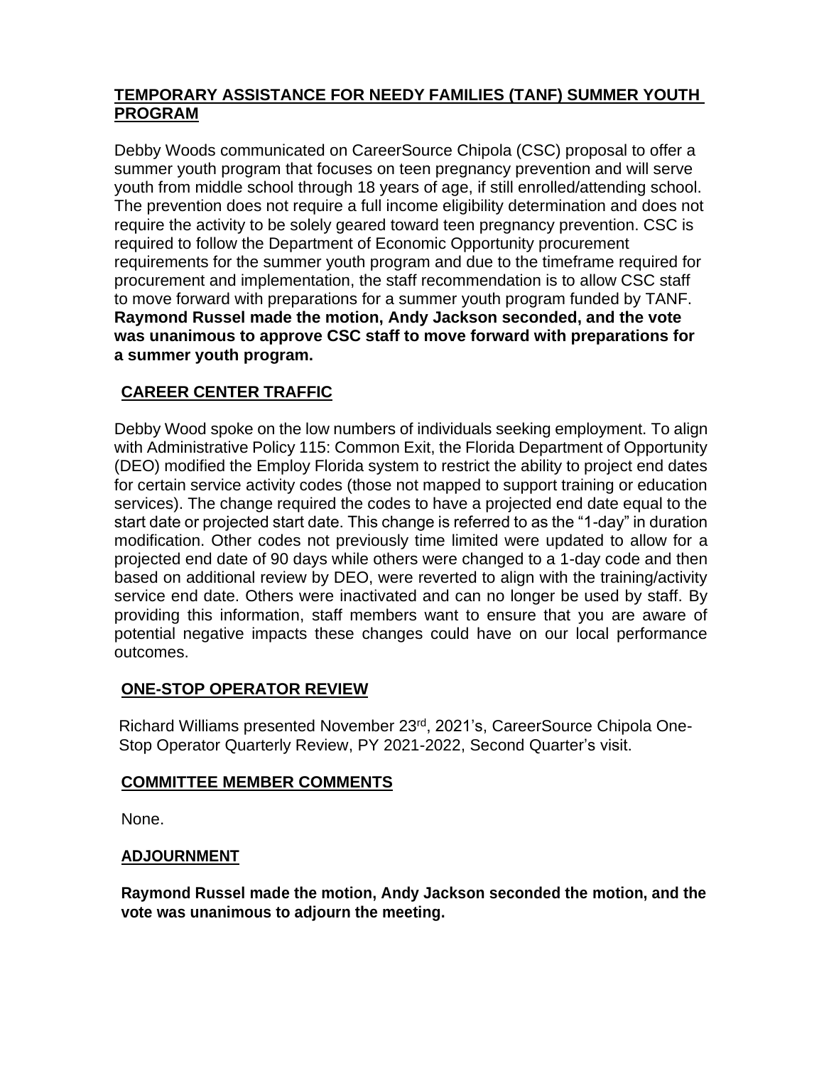## TEMPORARY ASSISTANCE FOR NEEDY FAMILIES (TANF) SUMMER YOUTH PROGRAM

Debby Woods communicated on CareerSource Chipola (CSC) proposal to offer a summer youth program that focuses on teen pregnancy prevention and will serve youth from middle school through 18 years of age, if still enrolled/attending school. The prevention does not require a full income eligibility determination and does not require the activity to be solely geared toward teen pregnancy prevention. CSC is required to follow the Department of Economic Opportunity procurement requirements for the summer youth program and due to the timeframe required for procurement and implementation, the staff recommendation is to allow CSC staff to move forward with preparations for a summer youth program funded by TANF. **Raymond Russel made the motion, Andy Jackson seconded, and the vote was unanimous to approve CSC staff to move forward with preparations for a summer youth program.**

## CAREER CENTER TRAFFIC

Debby Wood spoke on the low numbers of individuals seeking employment. To align with Administrative Policy 115: Common Exit, the Florida Department of Opportunity (DEO) modified the Employ Florida system to restrict the ability to project end dates for certain service activity codes (those not mapped to support training or education services). The change required the codes to have a projected end date equal to the start date or projected start date. This change is referred to as the "1-day" in duration modification. Other codes not previously time limited were updated to allow for a projected end date of 90 days while others were changed to a 1-day code and then based on additional review by DEO, were reverted to align with the training/activity service end date. Others were inactivated and can no longer be used by staff. By providing this information, staff members want to ensure that you are aware of potential negative impacts these changes could have on our local performance outcomes.

## ONE-STOP OPERATOR REVIEW

Richard Williams presented November 23rd, 2021's, CareerSource Chipola One-Stop Operator Quarterly Review, PY 2021-2022, Second Quarter's visit.

## COMMITTEE MEMBER COMMENTS

None.

## ADJOURNMENT

**Raymond Russel made the motion, Andy Jackson seconded the motion, and the vote was unanimous to adjourn the meeting.**